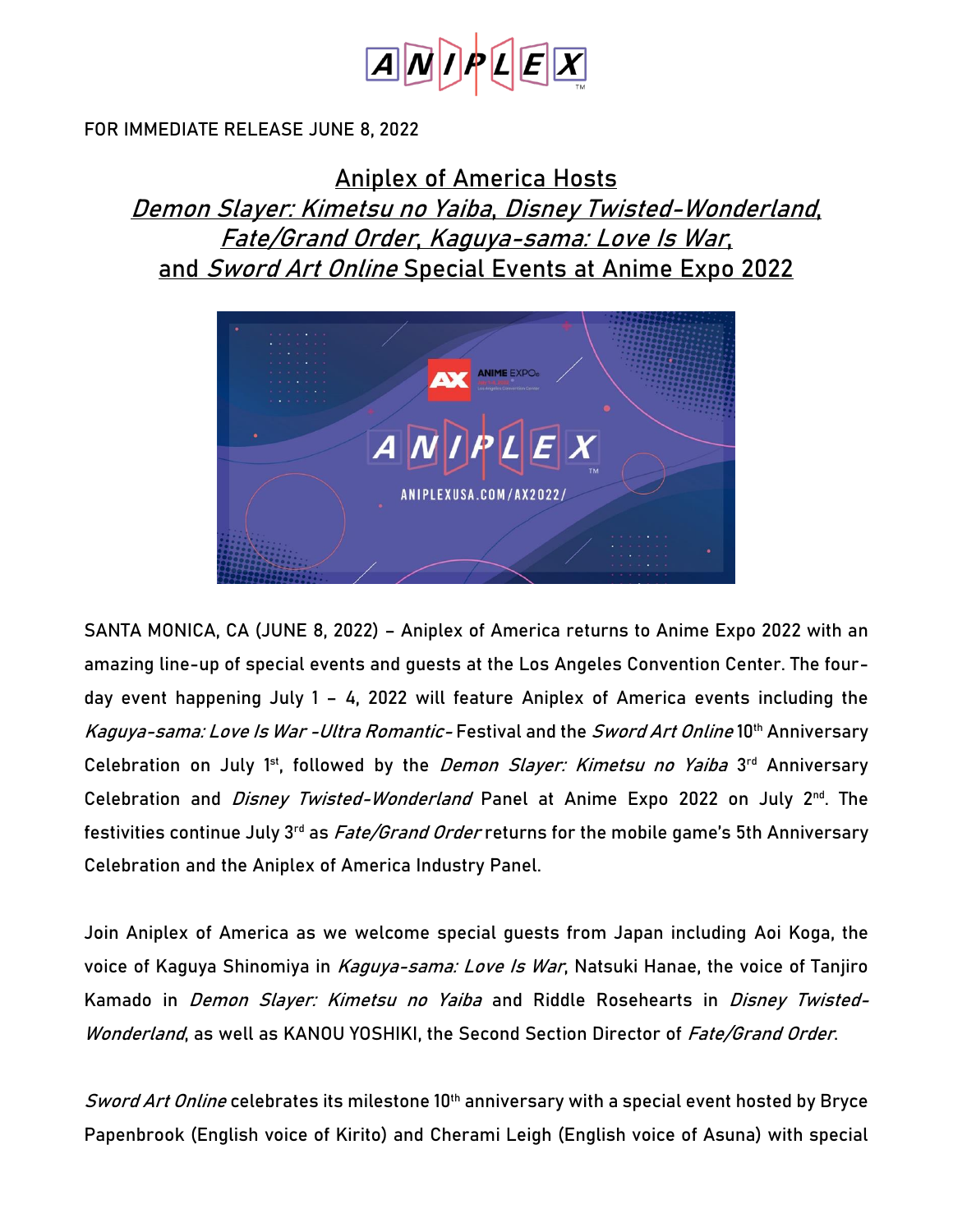FOR IMMEDIATE RELEASE JUNE 8, 2022

# Aniplex of America Hosts *Demon Slayer: Kimetsu no Yaiba*, *Disney Twisted-Wonderland*, *Fate/Grand Order*, *Kaguya-sama: Love Is War*, and *Sword Art Online* Special Events at Anime Expo 2022

SANTA MONICA, CA (JUNE 8, 2022) – Aniplex of America returns to Anime Expo 2022 with an amazing line-up of special events and guests at the Los Angeles Convention Center. The four-day event happening July 1 – 4, 2022 will feature Aniplex of America events including the *Kaguya-sama: Love Is War -Ultra Romantic-* Festival and the *Sword Art Online* 10th Anniversary Celebration on July 1st, followed by the *Demon Slayer: Kimetsu no Yaiba* 3rd Anniversary Celebration and *Disney Twisted-Wonderland* Panel at Anime Expo 2022 on July 2nd. The festivities continue July 3rd as *Fate/Grand Order* returns for the mobile game's 5th Anniversary Celebration and the Aniplex of America Industry Panel.

Join Aniplex of America as we welcome special guests from Japan including Aoi Koga, the voice of Kaguya Shinomiya in *Kaguya-sama: Love Is War*, Natsuki Hanae, the voice of Tanjiro Kamado in *Demon Slayer: Kimetsu no Yaiba* and Riddle Rosehearts in *Disney Twisted-Wonderland*, as well as KANOU YOSHIKI, the Second Section Director of *Fate/Grand Order*.

*Sword Art Online* celebrates its milestone 10th anniversary with a special event hosted by Bryce Papenbrook (English voice of Kirito) and Cherami Leigh (English voice of Asuna) with special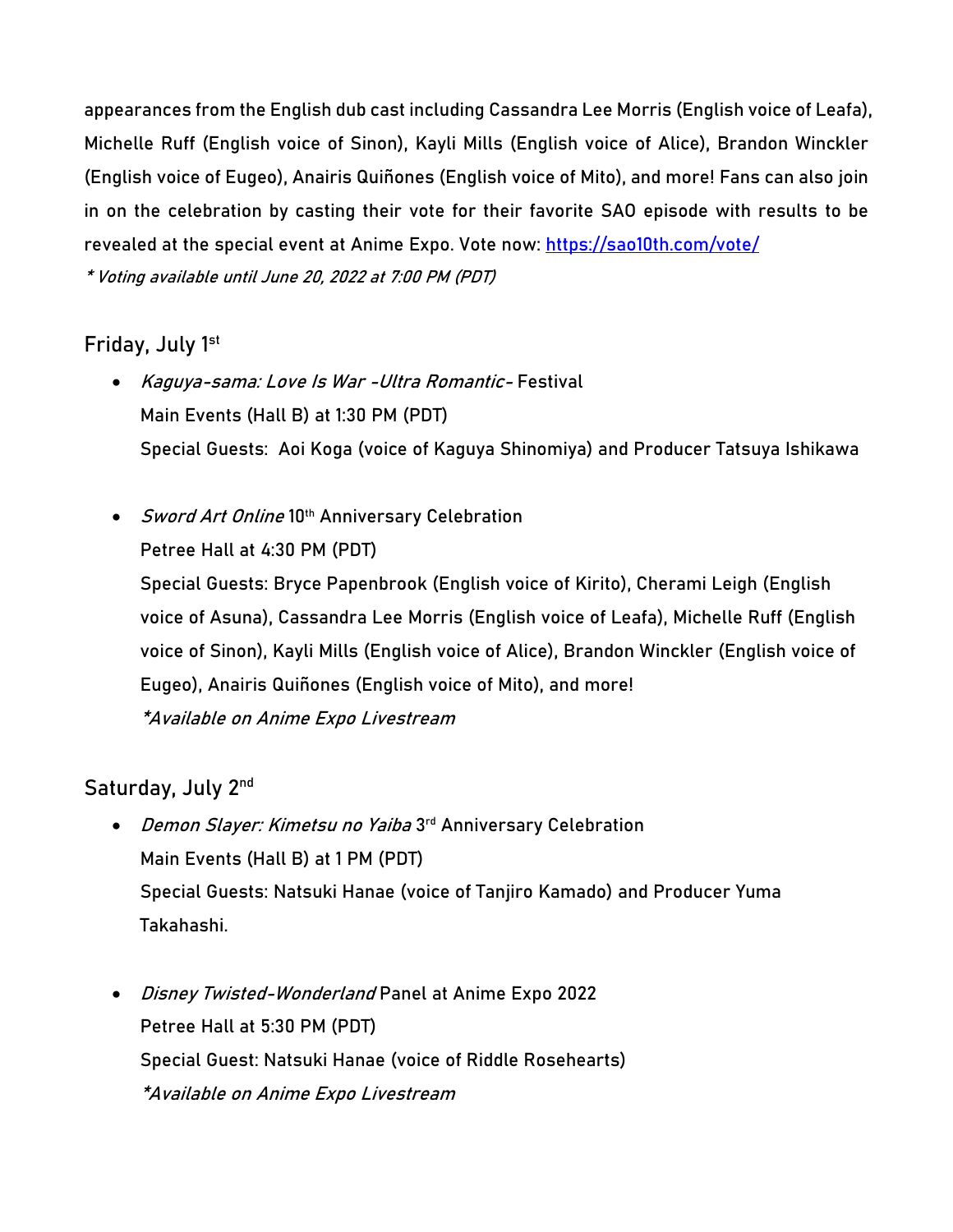appearances from the English dub cast including Cassandra Lee Morris (English voice of Leafa), Michelle Ruff (English voice of Sinon), Kayli Mills (English voice of Alice), Brandon Winckler (English voice of Eugeo), Anairis Quiñones (English voice of Mito), and more! Fans can also join in on the celebration by casting their vote for their favorite SAO episode with results to be revealed at the special event at Anime Expo. Vote now: [https://sao10th.com/vote/](https://sao10th.com/vote/)

*\* Voting available until June 20, 2022 at 7:00 PM (PDT)*

## Friday, July 1st

- *Kaguya-sama: Love Is War -Ultra Romantic-* Festival
  Main Events (Hall B) at 1:30 PM (PDT)
  Special Guests: Aoi Koga (voice of Kaguya Shinomiya) and Producer Tatsuya Ishikawa

- *Sword Art Online* 10th Anniversary Celebration
  Petree Hall at 4:30 PM (PDT)
  Special Guests: Bryce Papenbrook (English voice of Kirito), Cherami Leigh (English voice of Asuna), Cassandra Lee Morris (English voice of Leafa), Michelle Ruff (English voice of Sinon), Kayli Mills (English voice of Alice), Brandon Winckler (English voice of Eugeo), Anairis Quiñones (English voice of Mito), and more!
  *\*Available on Anime Expo Livestream*

## Saturday, July 2nd

- *Demon Slayer: Kimetsu no Yaiba* 3rd Anniversary Celebration
  Main Events (Hall B) at 1 PM (PDT)
  Special Guests: Natsuki Hanae (voice of Tanjiro Kamado) and Producer Yuma Takahashi.

- *Disney Twisted-Wonderland* Panel at Anime Expo 2022
  Petree Hall at 5:30 PM (PDT)
  Special Guest: Natsuki Hanae (voice of Riddle Rosehearts)
  *\*Available on Anime Expo Livestream*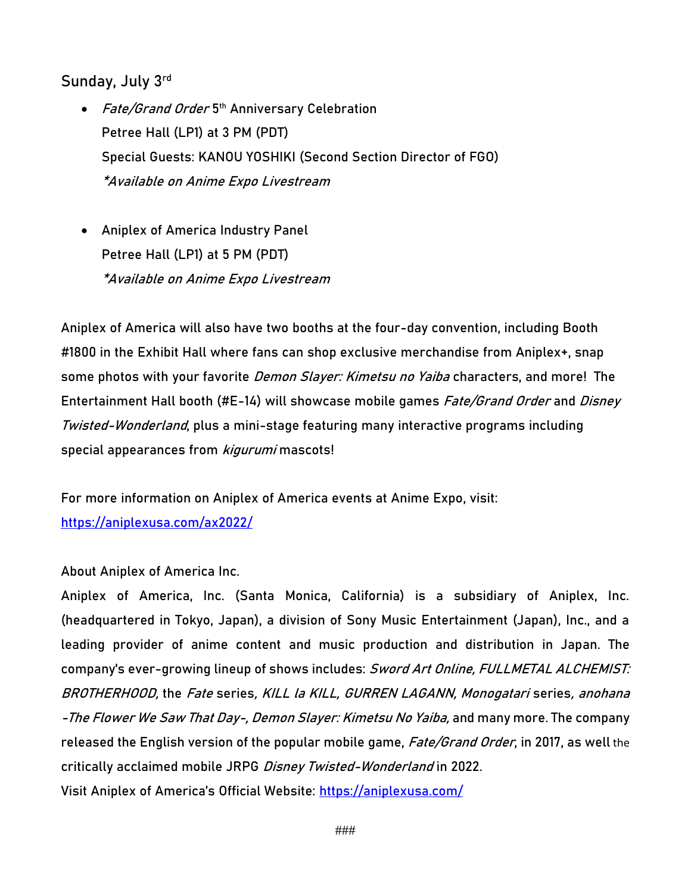Sunday, July 3rd

- *Fate/Grand Order* 5th Anniversary Celebration
  Petree Hall (LP1) at 3 PM (PDT)
  Special Guests: KANOU YOSHIKI (Second Section Director of FGO)
  **Available on Anime Expo Livestream*

- Aniplex of America Industry Panel
  Petree Hall (LP1) at 5 PM (PDT)
  **Available on Anime Expo Livestream*

Aniplex of America will also have two booths at the four-day convention, including Booth #1800 in the Exhibit Hall where fans can shop exclusive merchandise from Aniplex+, snap some photos with your favorite *Demon Slayer: Kimetsu no Yaiba* characters, and more! The Entertainment Hall booth (#E-14) will showcase mobile games *Fate/Grand Order* and *Disney Twisted-Wonderland*, plus a mini-stage featuring many interactive programs including special appearances from *kigurumi* mascots!

For more information on Aniplex of America events at Anime Expo, visit: [https://aniplexusa.com/ax2022/](https://aniplexusa.com/ax2022/)

About Aniplex of America Inc.

Aniplex of America, Inc. (Santa Monica, California) is a subsidiary of Aniplex, Inc. (headquartered in Tokyo, Japan), a division of Sony Music Entertainment (Japan), Inc., and a leading provider of anime content and music production and distribution in Japan. The company's ever-growing lineup of shows includes: *Sword Art Online, FULLMETAL ALCHEMIST: BROTHERHOOD,* the *Fate* series*, KILL la KILL, GURREN LAGANN, Monogatari* series*, anohana -The Flower We Saw That Day-, Demon Slayer: Kimetsu No Yaiba,* and many more. The company released the English version of the popular mobile game, *Fate/Grand Order*, in 2017, as well the critically acclaimed mobile JRPG *Disney Twisted-Wonderland* in 2022.

Visit Aniplex of America's Official Website: [https://aniplexusa.com/](https://aniplexusa.com/)

###